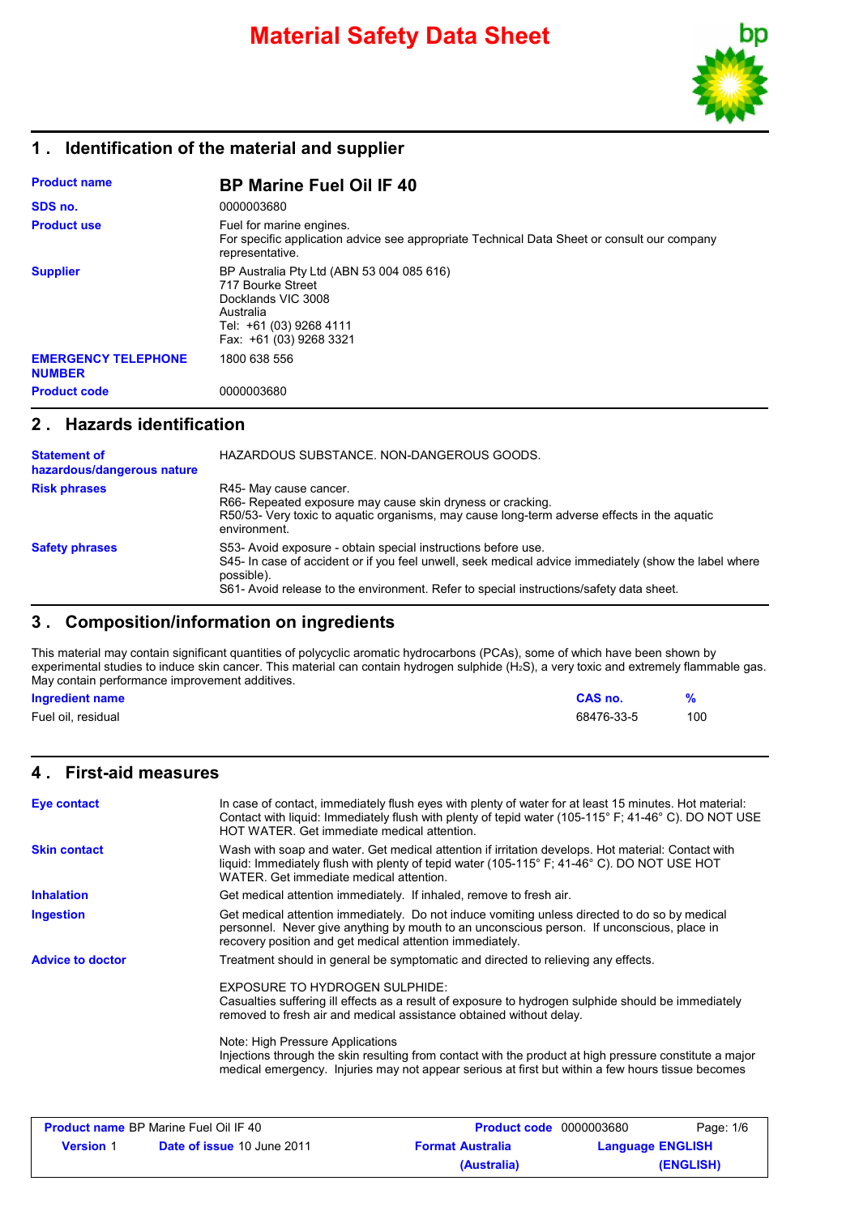# Material Safety Data Sheet

## 1 . Identification of the material and supplier

| | |
|---|---|
| **Product name** | **BP Marine Fuel Oil IF 40** |
| **SDS no.** | 0000003680 |
| **Product use** | Fuel for marine engines.<br>For specific application advice see appropriate Technical Data Sheet or consult our company representative. |
| **Supplier** | BP Australia Pty Ltd (ABN 53 004 085 616)<br>717 Bourke Street<br>Docklands VIC 3008<br>Australia<br>Tel: +61 (03) 9268 4111<br>Fax: +61 (03) 9268 3321 |
| **EMERGENCY TELEPHONE NUMBER** | 1800 638 556 |
| **Product code** | 0000003680 |

## 2 . Hazards identification

| | |
|---|---|
| **Statement of hazardous/dangerous nature** | HAZARDOUS SUBSTANCE. NON-DANGEROUS GOODS. |
| **Risk phrases** | R45- May cause cancer.<br>R66- Repeated exposure may cause skin dryness or cracking.<br>R50/53- Very toxic to aquatic organisms, may cause long-term adverse effects in the aquatic environment. |
| **Safety phrases** | S53- Avoid exposure - obtain special instructions before use.<br>S45- In case of accident or if you feel unwell, seek medical advice immediately (show the label where possible).<br>S61- Avoid release to the environment. Refer to special instructions/safety data sheet. |

## 3 . Composition/information on ingredients

This material may contain significant quantities of polycyclic aromatic hydrocarbons (PCAs), some of which have been shown by experimental studies to induce skin cancer. This material can contain hydrogen sulphide ($H_2S$), a very toxic and extremely flammable gas. May contain performance improvement additives.

| Ingredient name | CAS no. | % |
|---|---|---|
| Fuel oil, residual | 68476-33-5 | 100 |

## 4 . First-aid measures

| | |
|---|---|
| **Eye contact** | In case of contact, immediately flush eyes with plenty of water for at least 15 minutes. Hot material: Contact with liquid: Immediately flush with plenty of tepid water (105-115° F; 41-46° C). DO NOT USE HOT WATER. Get immediate medical attention. |
| **Skin contact** | Wash with soap and water. Get medical attention if irritation develops. Hot material: Contact with liquid: Immediately flush with plenty of tepid water (105-115° F; 41-46° C). DO NOT USE HOT WATER. Get immediate medical attention. |
| **Inhalation** | Get medical attention immediately. If inhaled, remove to fresh air. |
| **Ingestion** | Get medical attention immediately. Do not induce vomiting unless directed to do so by medical personnel. Never give anything by mouth to an unconscious person. If unconscious, place in recovery position and get medical attention immediately. |
| **Advice to doctor** | Treatment should in general be symptomatic and directed to relieving any effects.<br><br>EXPOSURE TO HYDROGEN SULPHIDE:<br>Casualties suffering ill effects as a result of exposure to hydrogen sulphide should be immediately removed to fresh air and medical assistance obtained without delay.<br><br>Note: High Pressure Applications<br>Injections through the skin resulting from contact with the product at high pressure constitute a major medical emergency. Injuries may not appear serious at first but within a few hours tissue becomes |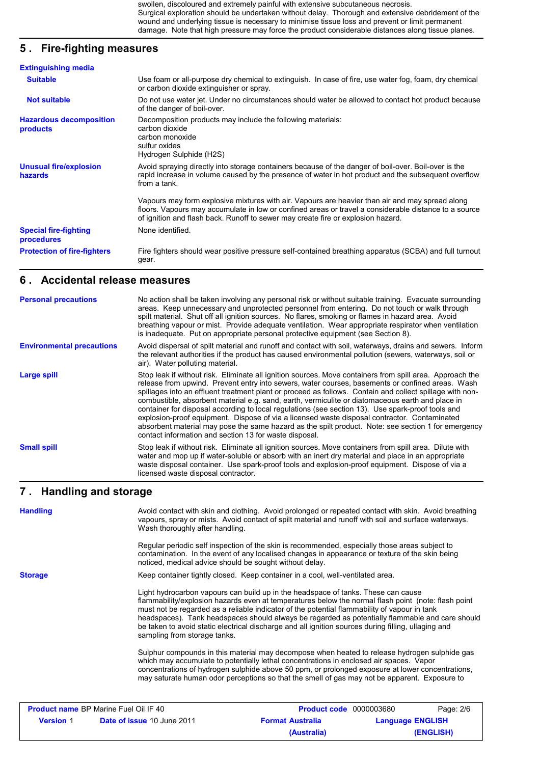swollen, discoloured and extremely painful with extensive subcutaneous necrosis. Surgical exploration should be undertaken without delay. Thorough and extensive debridement of the wound and underlying tissue is necessary to minimise tissue loss and prevent or limit permanent damage. Note that high pressure may force the product considerable distances along tissue planes.

## 5 . Fire-fighting measures

**Extinguishing media**

| | |
|---|---|
| **Suitable** | Use foam or all-purpose dry chemical to extinguish. In case of fire, use water fog, foam, dry chemical or carbon dioxide extinguisher or spray. |
| **Not suitable** | Do not use water jet. Under no circumstances should water be allowed to contact hot product because of the danger of boil-over. |
| **Hazardous decomposition products** | Decomposition products may include the following materials:<br>carbon dioxide<br>carbon monoxide<br>sulfur oxides<br>Hydrogen Sulphide ($H_2S$) |
| **Unusual fire/explosion hazards** | Avoid spraying directly into storage containers because of the danger of boil-over. Boil-over is the rapid increase in volume caused by the presence of water in hot product and the subsequent overflow from a tank.<br><br>Vapours may form explosive mixtures with air. Vapours are heavier than air and may spread along floors. Vapours may accumulate in low or confined areas or travel a considerable distance to a source of ignition and flash back. Runoff to sewer may create fire or explosion hazard. |
| **Special fire-fighting procedures** | None identified. |
| **Protection of fire-fighters** | Fire fighters should wear positive pressure self-contained breathing apparatus (SCBA) and full turnout gear. |

## 6 . Accidental release measures

| | |
|---|---|
| **Personal precautions** | No action shall be taken involving any personal risk or without suitable training. Evacuate surrounding areas. Keep unnecessary and unprotected personnel from entering. Do not touch or walk through spilt material. Shut off all ignition sources. No flares, smoking or flames in hazard area. Avoid breathing vapour or mist. Provide adequate ventilation. Wear appropriate respirator when ventilation is inadequate. Put on appropriate personal protective equipment (see Section 8). |
| **Environmental precautions** | Avoid dispersal of spilt material and runoff and contact with soil, waterways, drains and sewers. Inform the relevant authorities if the product has caused environmental pollution (sewers, waterways, soil or air). Water polluting material. |
| **Large spill** | Stop leak if without risk. Eliminate all ignition sources. Move containers from spill area. Approach the release from upwind. Prevent entry into sewers, water courses, basements or confined areas. Wash spillages into an effluent treatment plant or proceed as follows. Contain and collect spillage with non-combustible, absorbent material e.g. sand, earth, vermiculite or diatomaceous earth and place in container for disposal according to local regulations (see section 13). Use spark-proof tools and explosion-proof equipment. Dispose of via a licensed waste disposal contractor. Contaminated absorbent material may pose the same hazard as the spilt product. Note: see section 1 for emergency contact information and section 13 for waste disposal. |
| **Small spill** | Stop leak if without risk. Eliminate all ignition sources. Move containers from spill area. Dilute with water and mop up if water-soluble or absorb with an inert dry material and place in an appropriate waste disposal container. Use spark-proof tools and explosion-proof equipment. Dispose of via a licensed waste disposal contractor. |

## 7 . Handling and storage

| | |
|---|---|
| **Handling** | Avoid contact with skin and clothing. Avoid prolonged or repeated contact with skin. Avoid breathing vapours, spray or mists. Avoid contact of spilt material and runoff with soil and surface waterways. Wash thoroughly after handling.<br><br>Regular periodic self inspection of the skin is recommended, especially those areas subject to contamination. In the event of any localised changes in appearance or texture of the skin being noticed, medical advice should be sought without delay. |
| **Storage** | Keep container tightly closed. Keep container in a cool, well-ventilated area.<br><br>Light hydrocarbon vapours can build up in the headspace of tanks. These can cause flammability/explosion hazards even at temperatures below the normal flash point (note: flash point must not be regarded as a reliable indicator of the potential flammability of vapour in tank headspaces). Tank headspaces should always be regarded as potentially flammable and care should be taken to avoid static electrical discharge and all ignition sources during filling, ullaging and sampling from storage tanks.<br><br>Sulphur compounds in this material may decompose when heated to release hydrogen sulphide gas which may accumulate to potentially lethal concentrations in enclosed air spaces. Vapour concentrations of hydrogen sulphide above 50 ppm, or prolonged exposure at lower concentrations, may saturate human odor perceptions so that the smell of gas may not be apparent. Exposure to |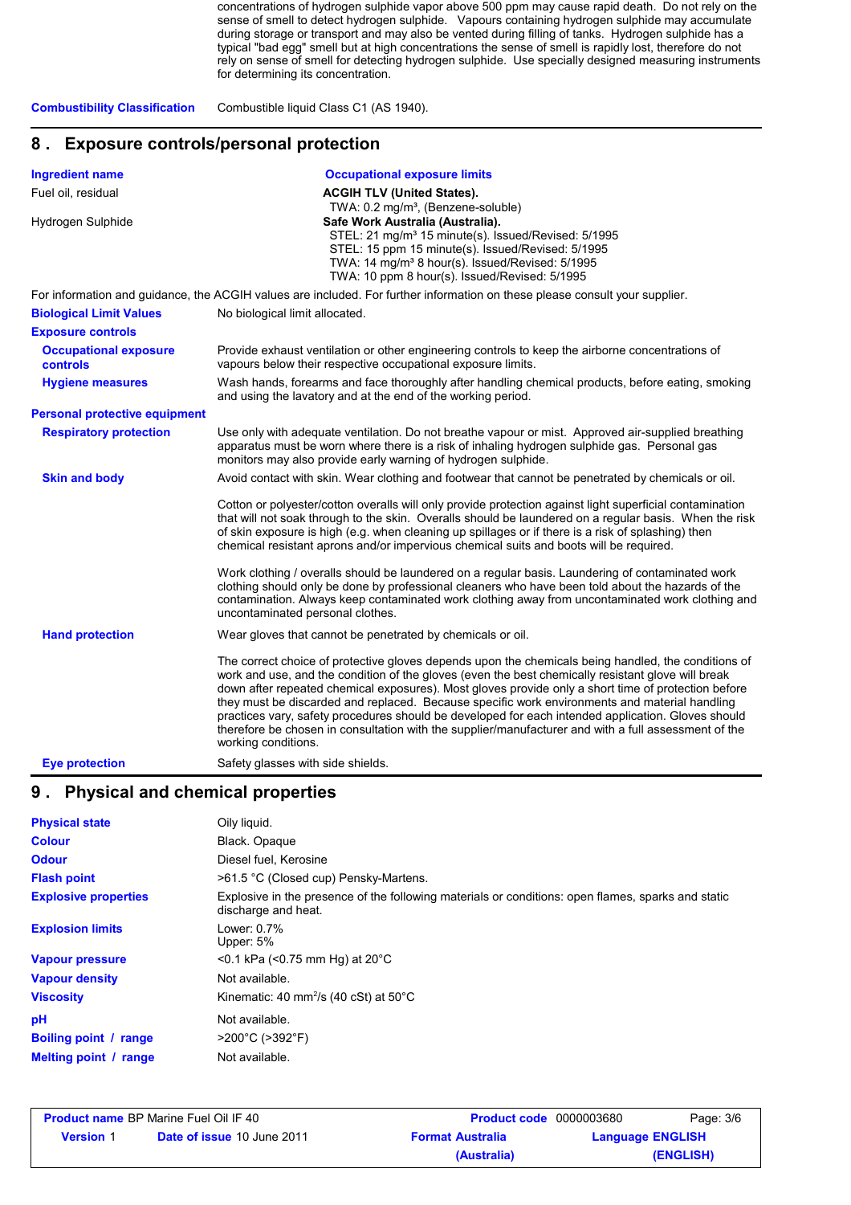concentrations of hydrogen sulphide vapor above 500 ppm may cause rapid death. Do not rely on the sense of smell to detect hydrogen sulphide. Vapours containing hydrogen sulphide may accumulate during storage or transport and may also be vented during filling of tanks. Hydrogen sulphide has a typical "bad egg" smell but at high concentrations the sense of smell is rapidly lost, therefore do not rely on sense of smell for detecting hydrogen sulphide. Use specially designed measuring instruments for determining its concentration.

**Combustibility Classification** Combustible liquid Class C1 (AS 1940).

## 8 . Exposure controls/personal protection

| Ingredient name | Occupational exposure limits |
|---|---|
| Fuel oil, residual | **ACGIH TLV (United States).**<br>TWA: 0.2 mg/m³, (Benzene-soluble) |
| Hydrogen Sulphide | **Safe Work Australia (Australia).**<br>STEL: 21 mg/m³ 15 minute(s). Issued/Revised: 5/1995<br>STEL: 15 ppm 15 minute(s). Issued/Revised: 5/1995<br>TWA: 14 mg/m³ 8 hour(s). Issued/Revised: 5/1995<br>TWA: 10 ppm 8 hour(s). Issued/Revised: 5/1995 |

For information and guidance, the ACGIH values are included. For further information on these please consult your supplier.

**Biological Limit Values** No biological limit allocated.

**Exposure controls**

**Occupational exposure controls** Provide exhaust ventilation or other engineering controls to keep the airborne concentrations of vapours below their respective occupational exposure limits.

**Hygiene measures** Wash hands, forearms and face thoroughly after handling chemical products, before eating, smoking and using the lavatory and at the end of the working period.

**Personal protective equipment**

**Respiratory protection** Use only with adequate ventilation. Do not breathe vapour or mist. Approved air-supplied breathing apparatus must be worn where there is a risk of inhaling hydrogen sulphide gas. Personal gas monitors may also provide early warning of hydrogen sulphide.

**Skin and body** Avoid contact with skin. Wear clothing and footwear that cannot be penetrated by chemicals or oil.

Cotton or polyester/cotton overalls will only provide protection against light superficial contamination that will not soak through to the skin. Overalls should be laundered on a regular basis. When the risk of skin exposure is high (e.g. when cleaning up spillages or if there is a risk of splashing) then chemical resistant aprons and/or impervious chemical suits and boots will be required.

Work clothing / overalls should be laundered on a regular basis. Laundering of contaminated work clothing should only be done by professional cleaners who have been told about the hazards of the contamination. Always keep contaminated work clothing away from uncontaminated work clothing and uncontaminated personal clothes.

**Hand protection** Wear gloves that cannot be penetrated by chemicals or oil.

The correct choice of protective gloves depends upon the chemicals being handled, the conditions of work and use, and the condition of the gloves (even the best chemically resistant glove will break down after repeated chemical exposures). Most gloves provide only a short time of protection before they must be discarded and replaced. Because specific work environments and material handling practices vary, safety procedures should be developed for each intended application. Gloves should therefore be chosen in consultation with the supplier/manufacturer and with a full assessment of the working conditions.

**Eye protection** Safety glasses with side shields.

## 9 . Physical and chemical properties

| | |
|---|---|
| **Physical state** | Oily liquid. |
| **Colour** | Black. Opaque |
| **Odour** | Diesel fuel, Kerosine |
| **Flash point** | >61.5 °C (Closed cup) Pensky-Martens. |
| **Explosive properties** | Explosive in the presence of the following materials or conditions: open flames, sparks and static discharge and heat. |
| **Explosion limits** | Lower: 0.7%<br>Upper: 5% |
| **Vapour pressure** | <0.1 kPa (<0.75 mm Hg) at 20°C |
| **Vapour density** | Not available. |
| **Viscosity** | Kinematic: 40 mm$^2$/s (40 cSt) at 50°C |
| **pH** | Not available. |
| **Boiling point / range** | >200°C (>392°F) |
| **Melting point / range** | Not available. |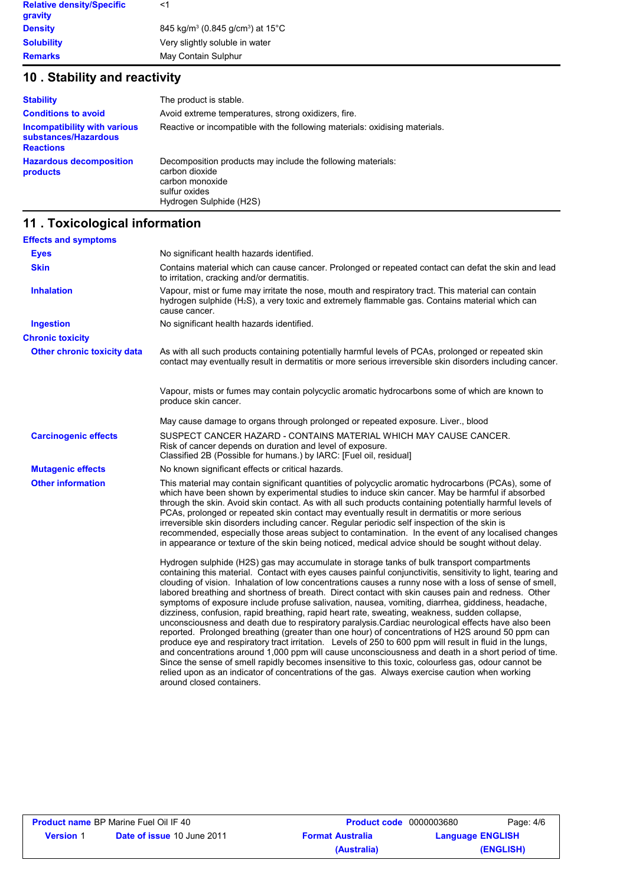| | |
|---|---|
| **Relative density/Specific gravity** | <1 |
| **Density** | 845 kg/m$^3$ (0.845 g/cm$^3$) at 15°C |
| **Solubility** | Very slightly soluble in water |
| **Remarks** | May Contain Sulphur |

## 10 . Stability and reactivity

| | |
|---|---|
| **Stability** | The product is stable. |
| **Conditions to avoid** | Avoid extreme temperatures, strong oxidizers, fire. |
| **Incompatibility with various substances/Hazardous Reactions** | Reactive or incompatible with the following materials: oxidising materials. |
| **Hazardous decomposition products** | Decomposition products may include the following materials:<br>carbon dioxide<br>carbon monoxide<br>sulfur oxides<br>Hydrogen Sulphide (H2S) |

## 11 . Toxicological information

**Effects and symptoms**

| | |
|---|---|
| **Eyes** | No significant health hazards identified. |
| **Skin** | Contains material which can cause cancer. Prolonged or repeated contact can defat the skin and lead to irritation, cracking and/or dermatitis. |
| **Inhalation** | Vapour, mist or fume may irritate the nose, mouth and respiratory tract. This material can contain hydrogen sulphide ($H_2S$), a very toxic and extremely flammable gas. Contains material which can cause cancer. |
| **Ingestion** | No significant health hazards identified. |

**Chronic toxicity**

**Other chronic toxicity data**

As with all such products containing potentially harmful levels of PCAs, prolonged or repeated skin contact may eventually result in dermatitis or more serious irreversible skin disorders including cancer.

Vapour, mists or fumes may contain polycyclic aromatic hydrocarbons some of which are known to produce skin cancer.

May cause damage to organs through prolonged or repeated exposure. Liver., blood

**Carcinogenic effects**

SUSPECT CANCER HAZARD - CONTAINS MATERIAL WHICH MAY CAUSE CANCER.
Risk of cancer depends on duration and level of exposure.
Classified 2B (Possible for humans.) by IARC: [Fuel oil, residual]

**Mutagenic effects**

No known significant effects or critical hazards.

**Other information**

This material may contain significant quantities of polycyclic aromatic hydrocarbons (PCAs), some of which have been shown by experimental studies to induce skin cancer. May be harmful if absorbed through the skin. Avoid skin contact. As with all such products containing potentially harmful levels of PCAs, prolonged or repeated skin contact may eventually result in dermatitis or more serious irreversible skin disorders including cancer. Regular periodic self inspection of the skin is recommended, especially those areas subject to contamination. In the event of any localised changes in appearance or texture of the skin being noticed, medical advice should be sought without delay.

Hydrogen sulphide (H2S) gas may accumulate in storage tanks of bulk transport compartments containing this material. Contact with eyes causes painful conjunctivitis, sensitivity to light, tearing and clouding of vision. Inhalation of low concentrations causes a runny nose with a loss of sense of smell, labored breathing and shortness of breath. Direct contact with skin causes pain and redness. Other symptoms of exposure include profuse salivation, nausea, vomiting, diarrhea, giddiness, headache, dizziness, confusion, rapid breathing, rapid heart rate, sweating, weakness, sudden collapse, unconsciousness and death due to respiratory paralysis.Cardiac neurological effects have also been reported. Prolonged breathing (greater than one hour) of concentrations of H2S around 50 ppm can produce eye and respiratory tract irritation. Levels of 250 to 600 ppm will result in fluid in the lungs, and concentrations around 1,000 ppm will cause unconsciousness and death in a short period of time. Since the sense of smell rapidly becomes insensitive to this toxic, colourless gas, odour cannot be relied upon as an indicator of concentrations of the gas. Always exercise caution when working around closed containers.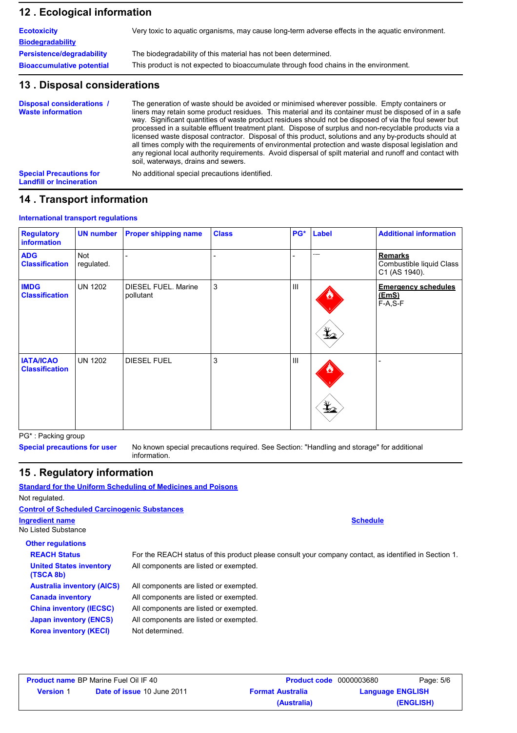## 12 . Ecological information

| | |
|---|---|
| **Ecotoxicity** | Very toxic to aquatic organisms, may cause long-term adverse effects in the aquatic environment. |
| **Biodegradability** | |
| **Persistence/degradability** | The biodegradability of this material has not been determined. |
| **Bioaccumulative potential** | This product is not expected to bioaccumulate through food chains in the environment. |

## 13 . Disposal considerations

**Disposal considerations / Waste information**

The generation of waste should be avoided or minimised wherever possible. Empty containers or liners may retain some product residues. This material and its container must be disposed of in a safe way. Significant quantities of waste product residues should not be disposed of via the foul sewer but processed in a suitable effluent treatment plant. Dispose of surplus and non-recyclable products via a licensed waste disposal contractor. Disposal of this product, solutions and any by-products should at all times comply with the requirements of environmental protection and waste disposal legislation and any regional local authority requirements. Avoid dispersal of spilt material and runoff and contact with soil, waterways, drains and sewers.

**Special Precautions for Landfill or Incineration**

No additional special precautions identified.

## 14 . Transport information

**International transport regulations**

| Regulatory information | UN number | Proper shipping name | Class | PG* | Label | Additional information |
|---|---|---|---|---|---|---|
| **ADG Classification** | Not regulated. | - | - | - | - | **Remarks** Combustible liquid Class C1 (AS 1940). |
| **IMDG Classification** | UN 1202 | DIESEL FUEL. Marine pollutant | 3 | III | | **Emergency schedules (EmS)** F-A,S-F |
| **IATA/ICAO Classification** | UN 1202 | DIESEL FUEL | 3 | III | | - |

PG* : Packing group

**Special precautions for user**

No known special precautions required. See Section: "Handling and storage" for additional information.

## 15 . Regulatory information

**Standard for the Uniform Scheduling of Medicines and Poisons**

Not regulated.

**Control of Scheduled Carcinogenic Substances**

| Ingredient name | Schedule |
|---|---|
| No Listed Substance | |

**Other regulations**

| | |
|---|---|
| **REACH Status** | For the REACH status of this product please consult your company contact, as identified in Section 1. |
| **United States inventory (TSCA 8b)** | All components are listed or exempted. |
| **Australia inventory (AICS)** | All components are listed or exempted. |
| **Canada inventory** | All components are listed or exempted. |
| **China inventory (IECSC)** | All components are listed or exempted. |
| **Japan inventory (ENCS)** | All components are listed or exempted. |
| **Korea inventory (KECI)** | Not determined. |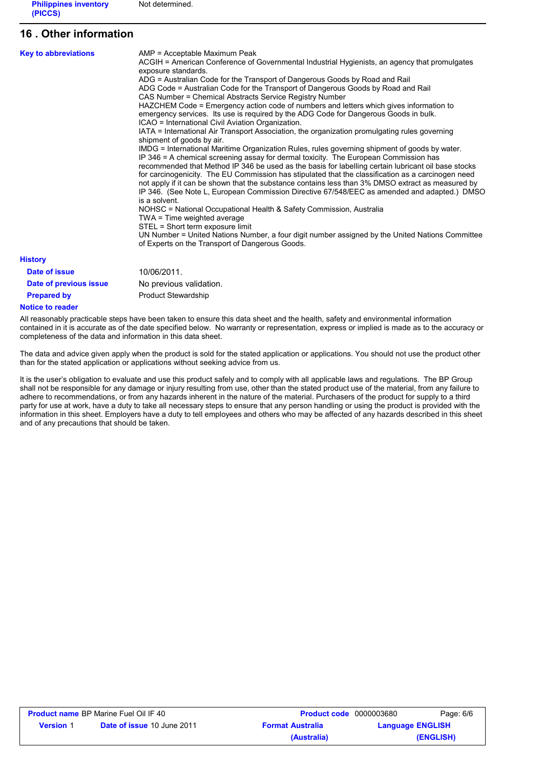| | |
|---|---|
| **Philippines inventory (PICCS)** | Not determined. |

## 16 . Other information

**Key to abbreviations**

AMP = Acceptable Maximum Peak
ACGIH = American Conference of Governmental Industrial Hygienists, an agency that promulgates exposure standards.
ADG = Australian Code for the Transport of Dangerous Goods by Road and Rail
ADG Code = Australian Code for the Transport of Dangerous Goods by Road and Rail
CAS Number = Chemical Abstracts Service Registry Number
HAZCHEM Code = Emergency action code of numbers and letters which gives information to emergency services. Its use is required by the ADG Code for Dangerous Goods in bulk.
ICAO = International Civil Aviation Organization.
IATA = International Air Transport Association, the organization promulgating rules governing shipment of goods by air.
IMDG = International Maritime Organization Rules, rules governing shipment of goods by water.
IP 346 = A chemical screening assay for dermal toxicity. The European Commission has recommended that Method IP 346 be used as the basis for labelling certain lubricant oil base stocks for carcinogenicity. The EU Commission has stipulated that the classification as a carcinogen need not apply if it can be shown that the substance contains less than 3% DMSO extract as measured by IP 346. (See Note L, European Commission Directive 67/548/EEC as amended and adapted.) DMSO is a solvent.
NOHSC = National Occupational Health & Safety Commission, Australia
TWA = Time weighted average
STEL = Short term exposure limit
UN Number = United Nations Number, a four digit number assigned by the United Nations Committee of Experts on the Transport of Dangerous Goods.

**History**

| | |
|---|---|
| **Date of issue** | 10/06/2011. |
| **Date of previous issue** | No previous validation. |
| **Prepared by** | Product Stewardship |

**Notice to reader**

All reasonably practicable steps have been taken to ensure this data sheet and the health, safety and environmental information contained in it is accurate as of the date specified below. No warranty or representation, express or implied is made as to the accuracy or completeness of the data and information in this data sheet.

The data and advice given apply when the product is sold for the stated application or applications. You should not use the product other than for the stated application or applications without seeking advice from us.

It is the user's obligation to evaluate and use this product safely and to comply with all applicable laws and regulations. The BP Group shall not be responsible for any damage or injury resulting from use, other than the stated product use of the material, from any failure to adhere to recommendations, or from any hazards inherent in the nature of the material. Purchasers of the product for supply to a third party for use at work, have a duty to take all necessary steps to ensure that any person handling or using the product is provided with the information in this sheet. Employers have a duty to tell employees and others who may be affected of any hazards described in this sheet and of any precautions that should be taken.